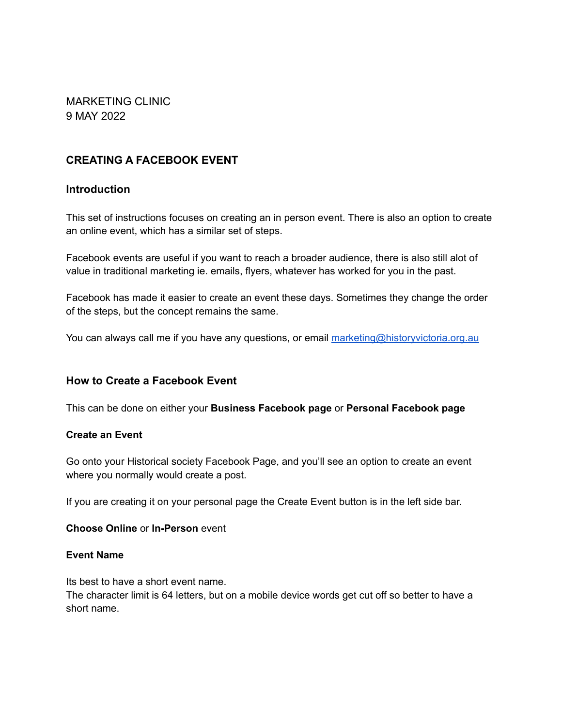MARKETING CLINIC
9 MAY 2022

## CREATING A FACEBOOK EVENT

### Introduction

This set of instructions focuses on creating an in person event. There is also an option to create an online event, which has a similar set of steps.

Facebook events are useful if you want to reach a broader audience, there is also still alot of value in traditional marketing ie. emails, flyers, whatever has worked for you in the past.

Facebook has made it easier to create an event these days. Sometimes they change the order of the steps, but the concept remains the same.

You can always call me if you have any questions, or email [marketing@historyvictoria.org.au](mailto:marketing@historyvictoria.org.au)

### How to Create a Facebook Event

This can be done on either your **Business Facebook page** or **Personal Facebook page**

**Create an Event**

Go onto your Historical society Facebook Page, and you'll see an option to create an event where you normally would create a post.

If you are creating it on your personal page the Create Event button is in the left side bar.

**Choose Online** or **In-Person** event

**Event Name**

Its best to have a short event name.
The character limit is 64 letters, but on a mobile device words get cut off so better to have a short name.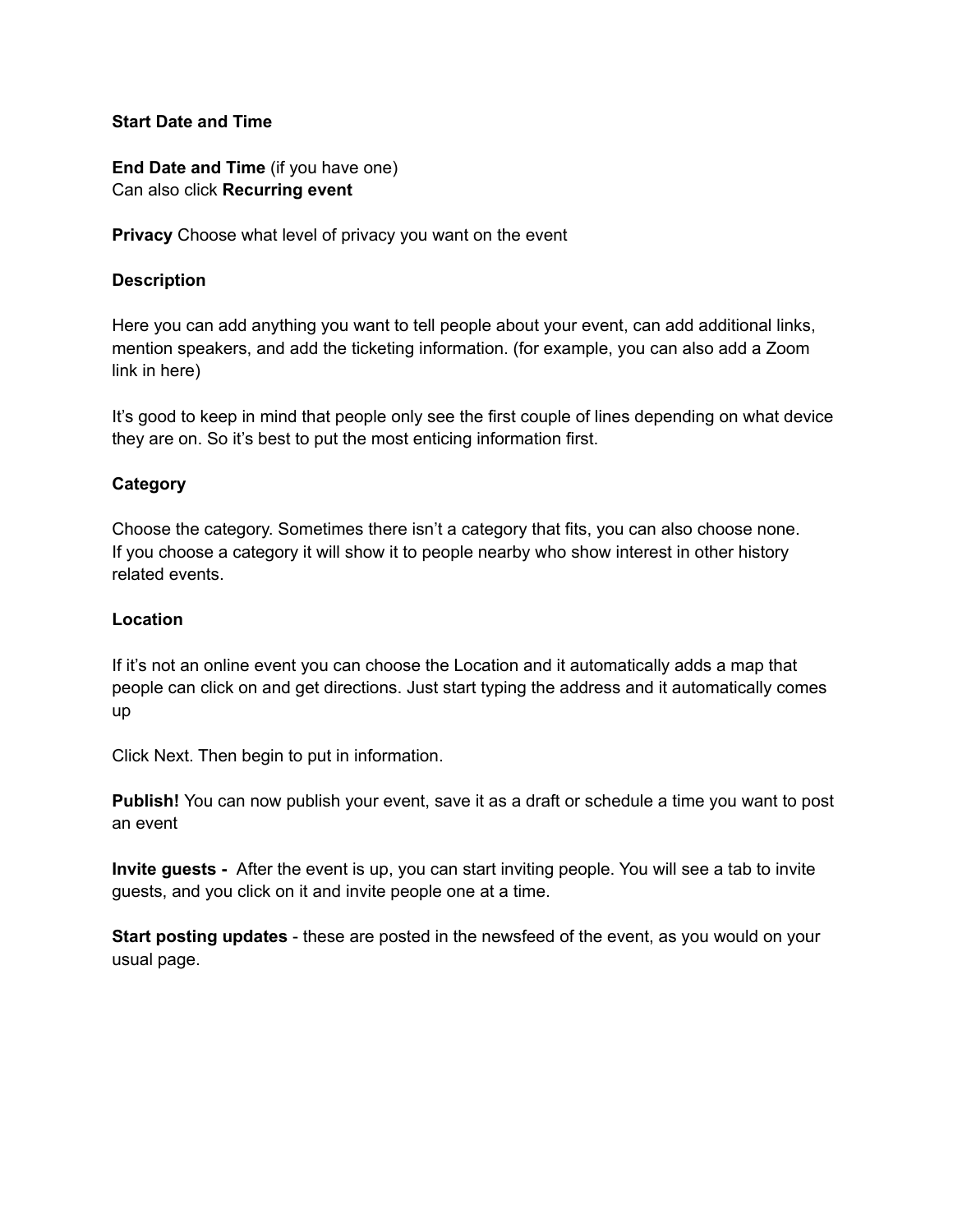**Start Date and Time**

**End Date and Time** (if you have one)
Can also click **Recurring event**

**Privacy** Choose what level of privacy you want on the event

**Description**

Here you can add anything you want to tell people about your event, can add additional links, mention speakers, and add the ticketing information. (for example, you can also add a Zoom link in here)

It's good to keep in mind that people only see the first couple of lines depending on what device they are on. So it's best to put the most enticing information first.

**Category**

Choose the category. Sometimes there isn't a category that fits, you can also choose none.
If you choose a category it will show it to people nearby who show interest in other history related events.

**Location**

If it's not an online event you can choose the Location and it automatically adds a map that people can click on and get directions. Just start typing the address and it automatically comes up

Click Next. Then begin to put in information.

**Publish!** You can now publish your event, save it as a draft or schedule a time you want to post an event

**Invite guests -** After the event is up, you can start inviting people. You will see a tab to invite guests, and you click on it and invite people one at a time.

**Start posting updates** - these are posted in the newsfeed of the event, as you would on your usual page.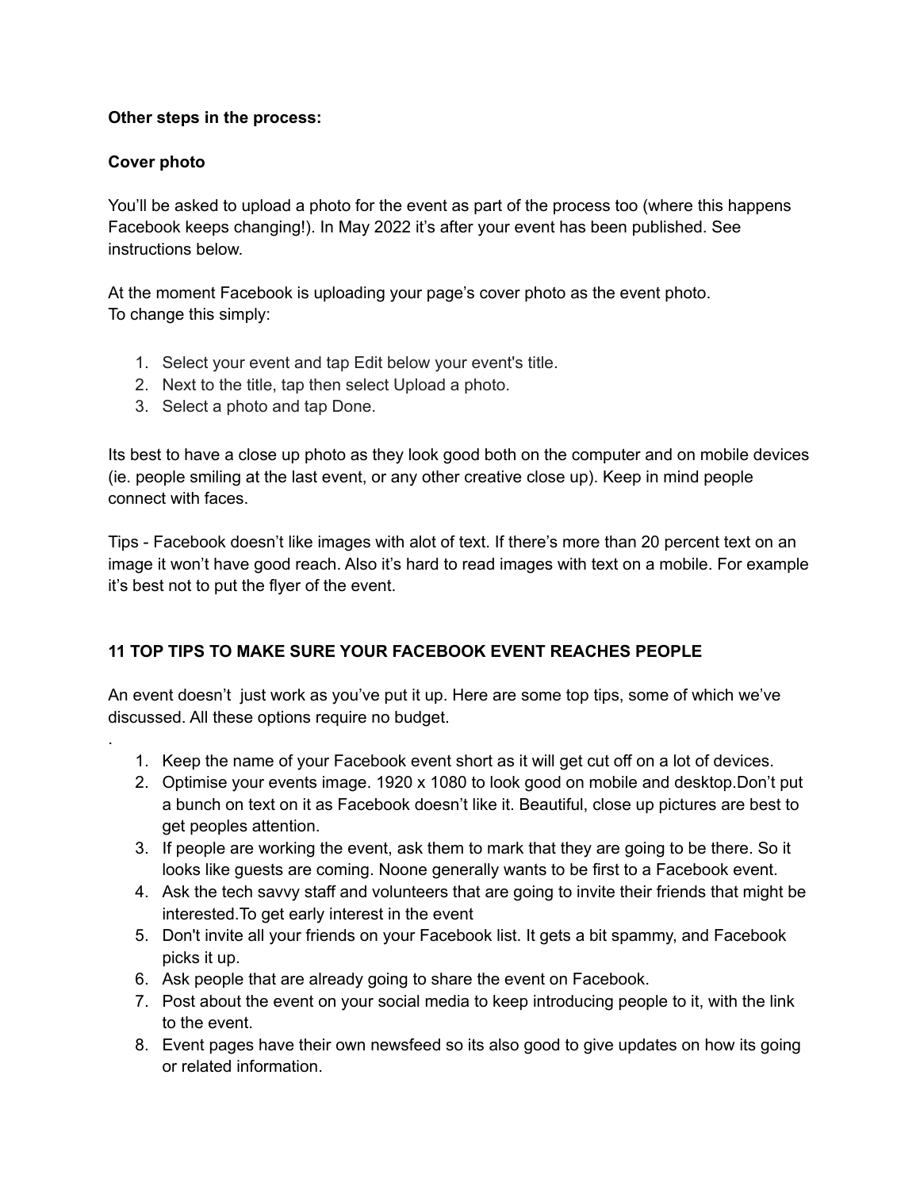**Other steps in the process:**

**Cover photo**

You'll be asked to upload a photo for the event as part of the process too (where this happens Facebook keeps changing!). In May 2022 it's after your event has been published. See instructions below.

At the moment Facebook is uploading your page's cover photo as the event photo.
To change this simply:

1. Select your event and tap Edit below your event's title.
2. Next to the title, tap then select Upload a photo.
3. Select a photo and tap Done.

Its best to have a close up photo as they look good both on the computer and on mobile devices (ie. people smiling at the last event, or any other creative close up). Keep in mind people connect with faces.

Tips - Facebook doesn't like images with alot of text. If there's more than 20 percent text on an image it won't have good reach. Also it's hard to read images with text on a mobile. For example it's best not to put the flyer of the event.

**11 TOP TIPS TO MAKE SURE YOUR FACEBOOK EVENT REACHES PEOPLE**

An event doesn't  just work as you've put it up. Here are some top tips, some of which we've discussed. All these options require no budget.

.

1. Keep the name of your Facebook event short as it will get cut off on a lot of devices.
2. Optimise your events image. 1920 x 1080 to look good on mobile and desktop.Don't put a bunch on text on it as Facebook doesn't like it. Beautiful, close up pictures are best to get peoples attention.
3. If people are working the event, ask them to mark that they are going to be there. So it looks like guests are coming. Noone generally wants to be first to a Facebook event.
4. Ask the tech savvy staff and volunteers that are going to invite their friends that might be interested.To get early interest in the event
5. Don't invite all your friends on your Facebook list. It gets a bit spammy, and Facebook picks it up.
6. Ask people that are already going to share the event on Facebook.
7. Post about the event on your social media to keep introducing people to it, with the link to the event.
8. Event pages have their own newsfeed so its also good to give updates on how its going or related information.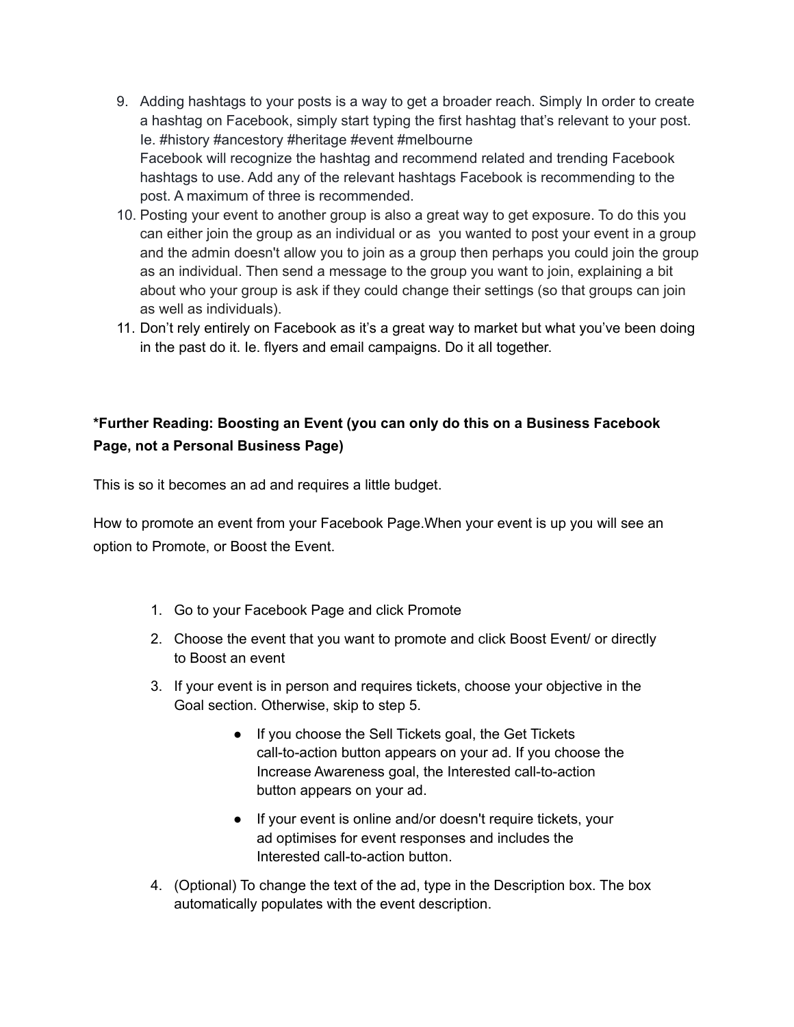9. Adding hashtags to your posts is a way to get a broader reach. Simply In order to create a hashtag on Facebook, simply start typing the first hashtag that's relevant to your post. Ie. #history #ancestory #heritage #event #melbourne
   Facebook will recognize the hashtag and recommend related and trending Facebook hashtags to use. Add any of the relevant hashtags Facebook is recommending to the post. A maximum of three is recommended.
10. Posting your event to another group is also a great way to get exposure. To do this you can either join the group as an individual or as  you wanted to post your event in a group and the admin doesn't allow you to join as a group then perhaps you could join the group as an individual. Then send a message to the group you want to join, explaining a bit about who your group is ask if they could change their settings (so that groups can join as well as individuals).
11. Don't rely entirely on Facebook as it's a great way to market but what you've been doing in the past do it. Ie. flyers and email campaigns. Do it all together.

**\*Further Reading: Boosting an Event (you can only do this on a Business Facebook Page, not a Personal Business Page)**

This is so it becomes an ad and requires a little budget.

How to promote an event from your Facebook Page.When your event is up you will see an option to Promote, or Boost the Event.

1. Go to your Facebook Page and click Promote
2. Choose the event that you want to promote and click Boost Event/ or directly to Boost an event
3. If your event is in person and requires tickets, choose your objective in the Goal section. Otherwise, skip to step 5.
   - If you choose the Sell Tickets goal, the Get Tickets call-to-action button appears on your ad. If you choose the Increase Awareness goal, the Interested call-to-action button appears on your ad.
   - If your event is online and/or doesn't require tickets, your ad optimises for event responses and includes the Interested call-to-action button.
4. (Optional) To change the text of the ad, type in the Description box. The box automatically populates with the event description.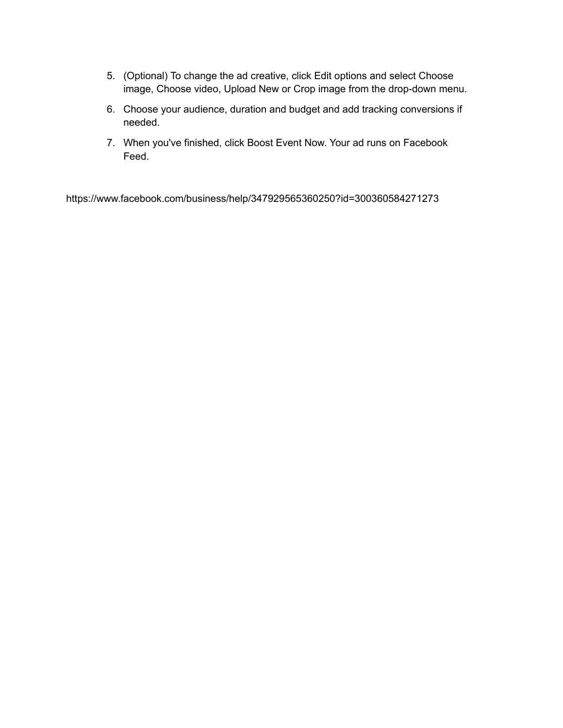5. (Optional) To change the ad creative, click Edit options and select Choose image, Choose video, Upload New or Crop image from the drop-down menu.
6. Choose your audience, duration and budget and add tracking conversions if needed.
7. When you've finished, click Boost Event Now. Your ad runs on Facebook Feed.

https://www.facebook.com/business/help/347929565360250?id=300360584271273